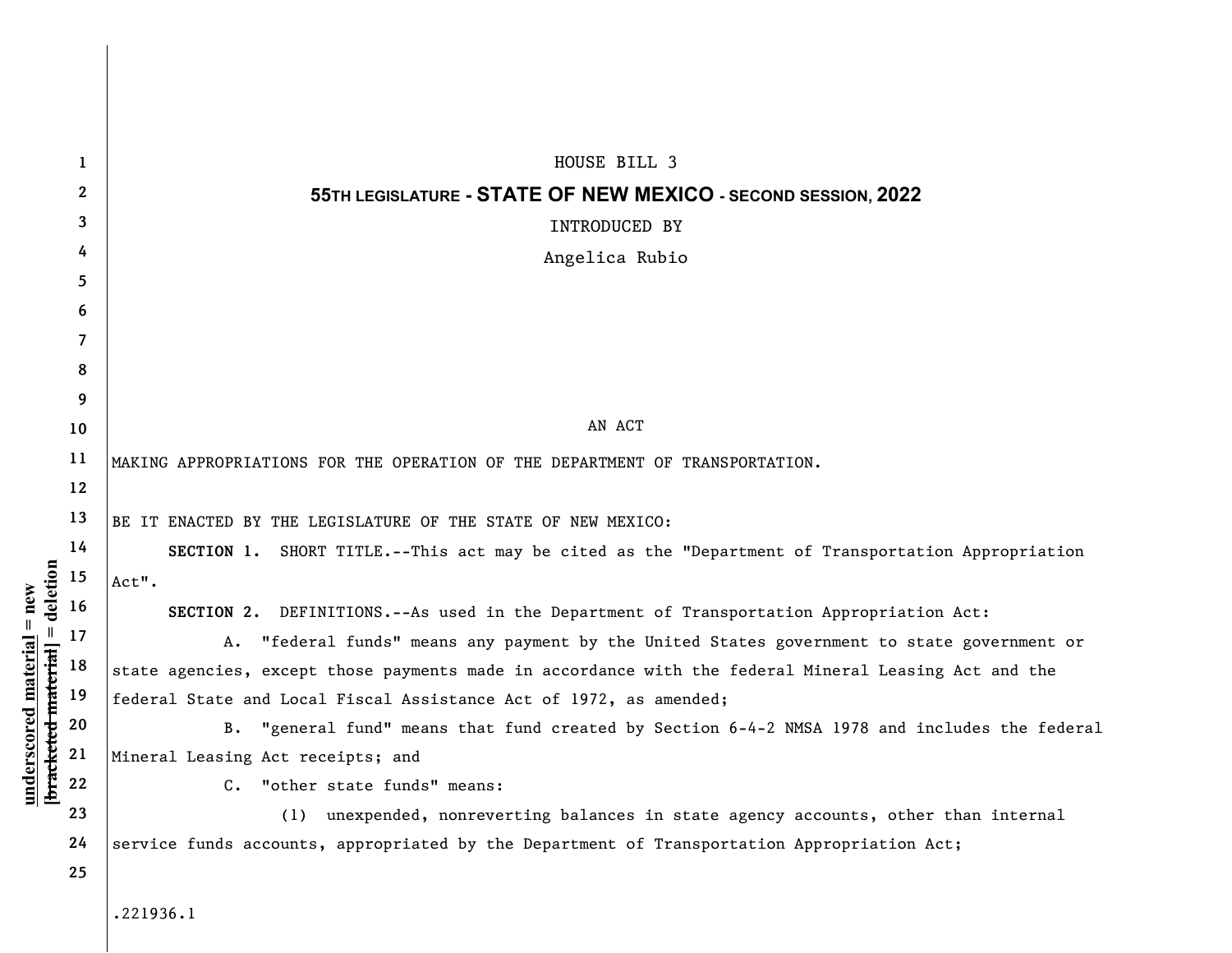HOUSE BILL 3

**55TH LEGISLATURE - STATE OF NEW MEXICO - SECOND SESSION, 2022**

INTRODUCED BY

Angelica Rubio

AN ACT

MAKING APPROPRIATIONS FOR THE OPERATION OF THE DEPARTMENT OF TRANSPORTATION.

BE IT ENACTED BY THE LEGISLATURE OF THE STATE OF NEW MEXICO:

**SECTION 1.** SHORT TITLE.--This act may be cited as the "Department of Transportation Appropriation Act".

**SECTION 2.** DEFINITIONS.--As used in the Department of Transportation Appropriation Act:

A. "federal funds" means any payment by the United States government to state government or state agencies, except those payments made in accordance with the federal Mineral Leasing Act and the federal State and Local Fiscal Assistance Act of 1972, as amended;

B. "general fund" means that fund created by Section 6-4-2 NMSA 1978 and includes the federal Mineral Leasing Act receipts; and

C. "other state funds" means:

(1) unexpended, nonreverting balances in state agency accounts, other than internal service funds accounts, appropriated by the Department of Transportation Appropriation Act;

.221936.1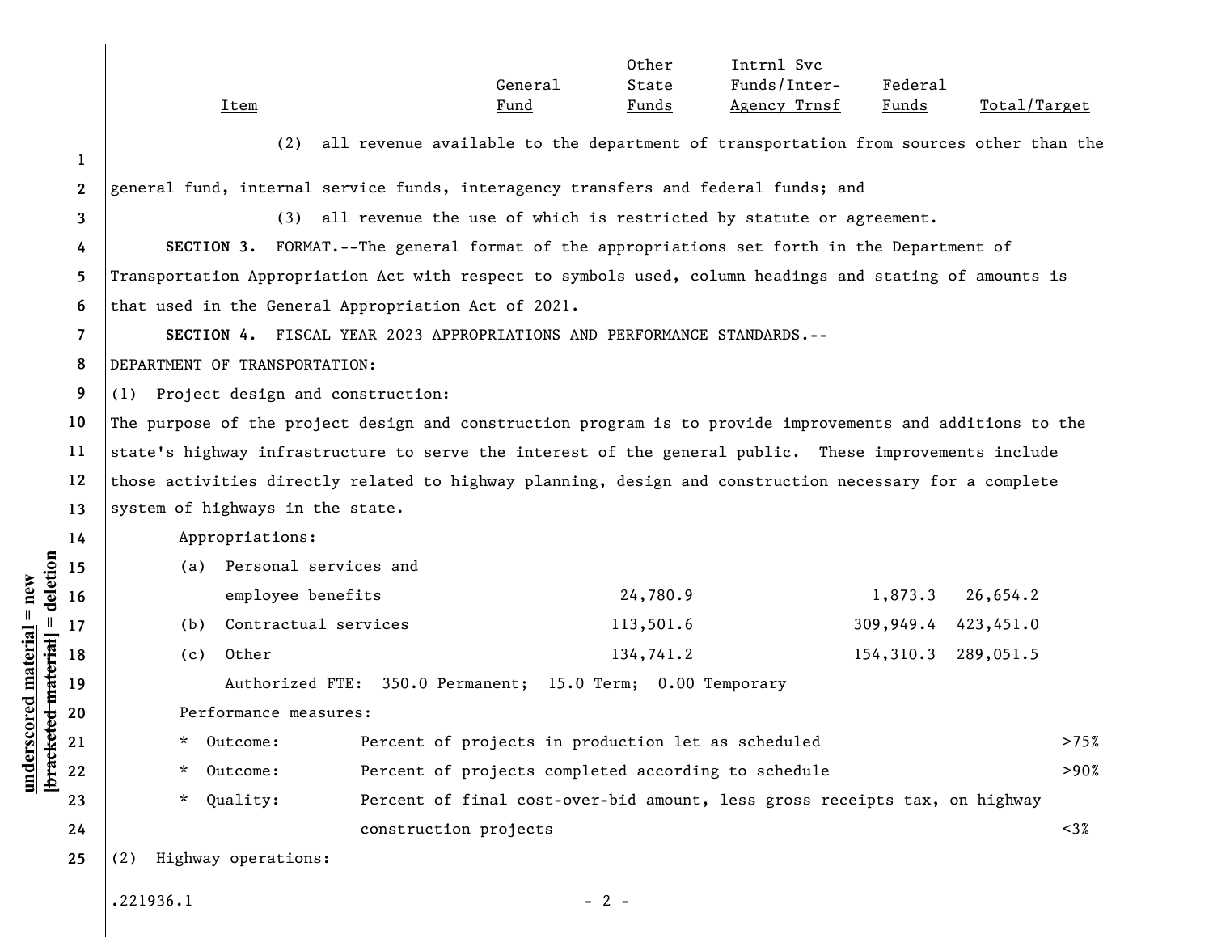(2) all revenue available to the department of transportation from sources other than the general fund, internal service funds, interagency transfers and federal funds; and

(3) all revenue the use of which is restricted by statute or agreement.

**SECTION 3.** FORMAT.--The general format of the appropriations set forth in the Department of Transportation Appropriation Act with respect to symbols used, column headings and stating of amounts is that used in the General Appropriation Act of 2021.

**SECTION 4.** FISCAL YEAR 2023 APPROPRIATIONS AND PERFORMANCE STANDARDS.--

DEPARTMENT OF TRANSPORTATION:

(1) Project design and construction:

The purpose of the project design and construction program is to provide improvements and additions to the state's highway infrastructure to serve the interest of the general public. These improvements include those activities directly related to highway planning, design and construction necessary for a complete system of highways in the state.

Appropriations:

| Item | General Fund | Other State Funds | Intrnl Svc Funds/Inter-Agency Trnsf | Federal Funds | Total/Target |
|---|---|---|---|---|---|
| (a) Personal services and employee benefits | | 24,780.9 | | 1,873.3 | 26,654.2 |
| (b) Contractual services | | 113,501.6 | | 309,949.4 | 423,451.0 |
| (c) Other | | 134,741.2 | | 154,310.3 | 289,051.5 |

Authorized FTE: 350.0 Permanent; 15.0 Term; 0.00 Temporary

Performance measures:

| | Measure | Target |
|---|---|---|
| * Outcome: | Percent of projects in production let as scheduled | >75% |
| * Outcome: | Percent of projects completed according to schedule | >90% |
| * Quality: | Percent of final cost-over-bid amount, less gross receipts tax, on highway construction projects | <3% |

(2) Highway operations: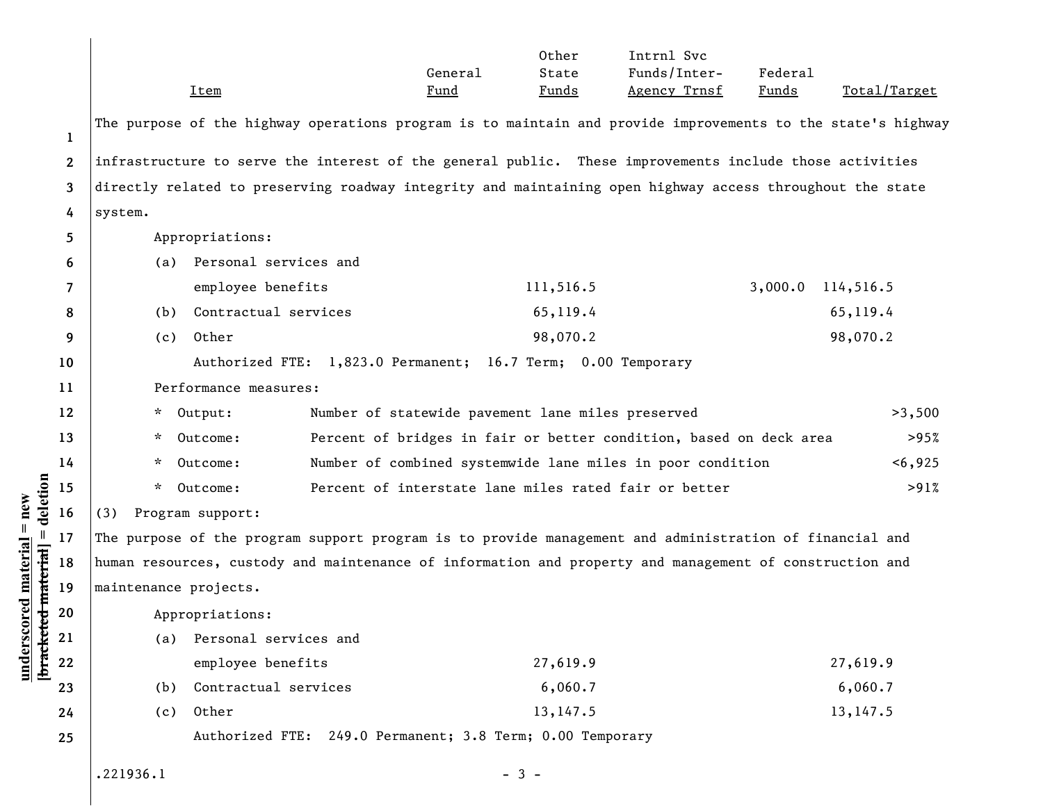| Item | General Fund | Other State Funds | Intrnl Svc Funds/Inter-Agency Trnsf | Federal Funds | Total/Target |
|---|---|---|---|---|---|

The purpose of the highway operations program is to maintain and provide improvements to the state's highway infrastructure to serve the interest of the general public. These improvements include those activities directly related to preserving roadway integrity and maintaining open highway access throughout the state system.

Appropriations:

| Item | General Fund | Other State Funds | Intrnl Svc Funds/Inter-Agency Trnsf | Federal Funds | Total/Target |
|---|---|---|---|---|---|
| (a) Personal services and employee benefits | | 111,516.5 | | 3,000.0 | 114,516.5 |
| (b) Contractual services | | 65,119.4 | | | 65,119.4 |
| (c) Other | | 98,070.2 | | | 98,070.2 |

Authorized FTE: 1,823.0 Permanent; 16.7 Term; 0.00 Temporary

Performance measures:

| | Measure | Target |
|---|---|---|
| * Output: | Number of statewide pavement lane miles preserved | >3,500 |
| * Outcome: | Percent of bridges in fair or better condition, based on deck area | >95% |
| * Outcome: | Number of combined systemwide lane miles in poor condition | <6,925 |
| * Outcome: | Percent of interstate lane miles rated fair or better | >91% |

(3) Program support:

The purpose of the program support program is to provide management and administration of financial and human resources, custody and maintenance of information and property and management of construction and maintenance projects.

Appropriations:

| Item | General Fund | Other State Funds | Intrnl Svc Funds/Inter-Agency Trnsf | Federal Funds | Total/Target |
|---|---|---|---|---|---|
| (a) Personal services and employee benefits | | 27,619.9 | | | 27,619.9 |
| (b) Contractual services | | 6,060.7 | | | 6,060.7 |
| (c) Other | | 13,147.5 | | | 13,147.5 |

Authorized FTE: 249.0 Permanent; 3.8 Term; 0.00 Temporary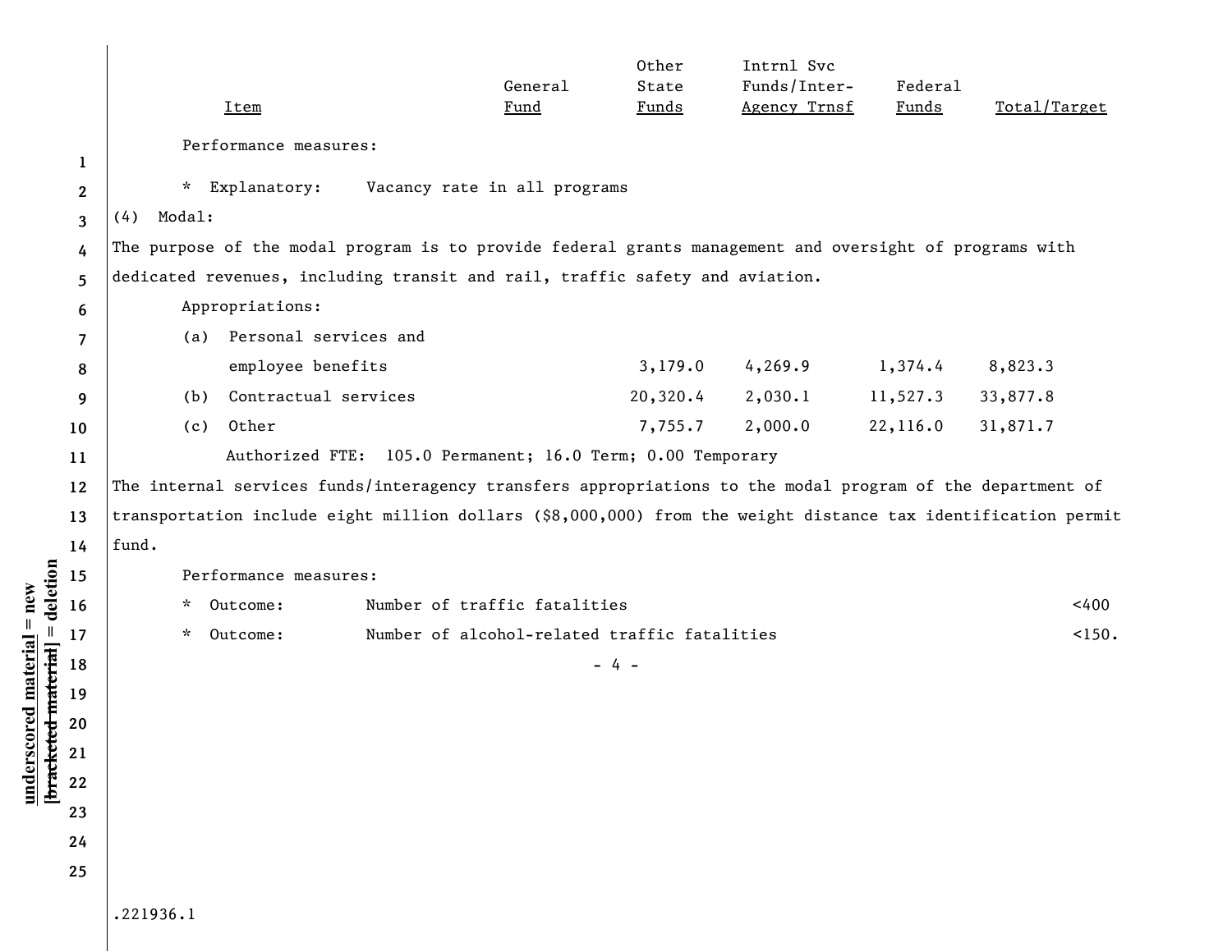| Item | General Fund | Other State Funds | Intrnl Svc Funds/Inter-Agency Trnsf | Federal Funds | Total/Target |
|---|---|---|---|---|---|
| Performance measures: | | | | | |
| * Explanatory: Vacancy rate in all programs | | | | | |

(4) Modal:

The purpose of the modal program is to provide federal grants management and oversight of programs with dedicated revenues, including transit and rail, traffic safety and aviation.

| Item | General Fund | Other State Funds | Intrnl Svc Funds/Inter-Agency Trnsf | Federal Funds | Total/Target |
|---|---|---|---|---|---|
| Appropriations: | | | | | |
| (a) Personal services and employee benefits | | 3,179.0 | 4,269.9 | 1,374.4 | 8,823.3 |
| (b) Contractual services | | 20,320.4 | 2,030.1 | 11,527.3 | 33,877.8 |
| (c) Other | | 7,755.7 | 2,000.0 | 22,116.0 | 31,871.7 |

Authorized FTE: 105.0 Permanent; 16.0 Term; 0.00 Temporary

The internal services funds/interagency transfers appropriations to the modal program of the department of transportation include eight million dollars ($8,000,000) from the weight distance tax identification permit fund.

| Item | General Fund | Other State Funds | Intrnl Svc Funds/Inter-Agency Trnsf | Federal Funds | Total/Target |
|---|---|---|---|---|---|
| Performance measures: | | | | | |
| * Outcome: Number of traffic fatalities | | | | | <400 |
| * Outcome: Number of alcohol-related traffic fatalities | | | | | <150. |

.221936.1